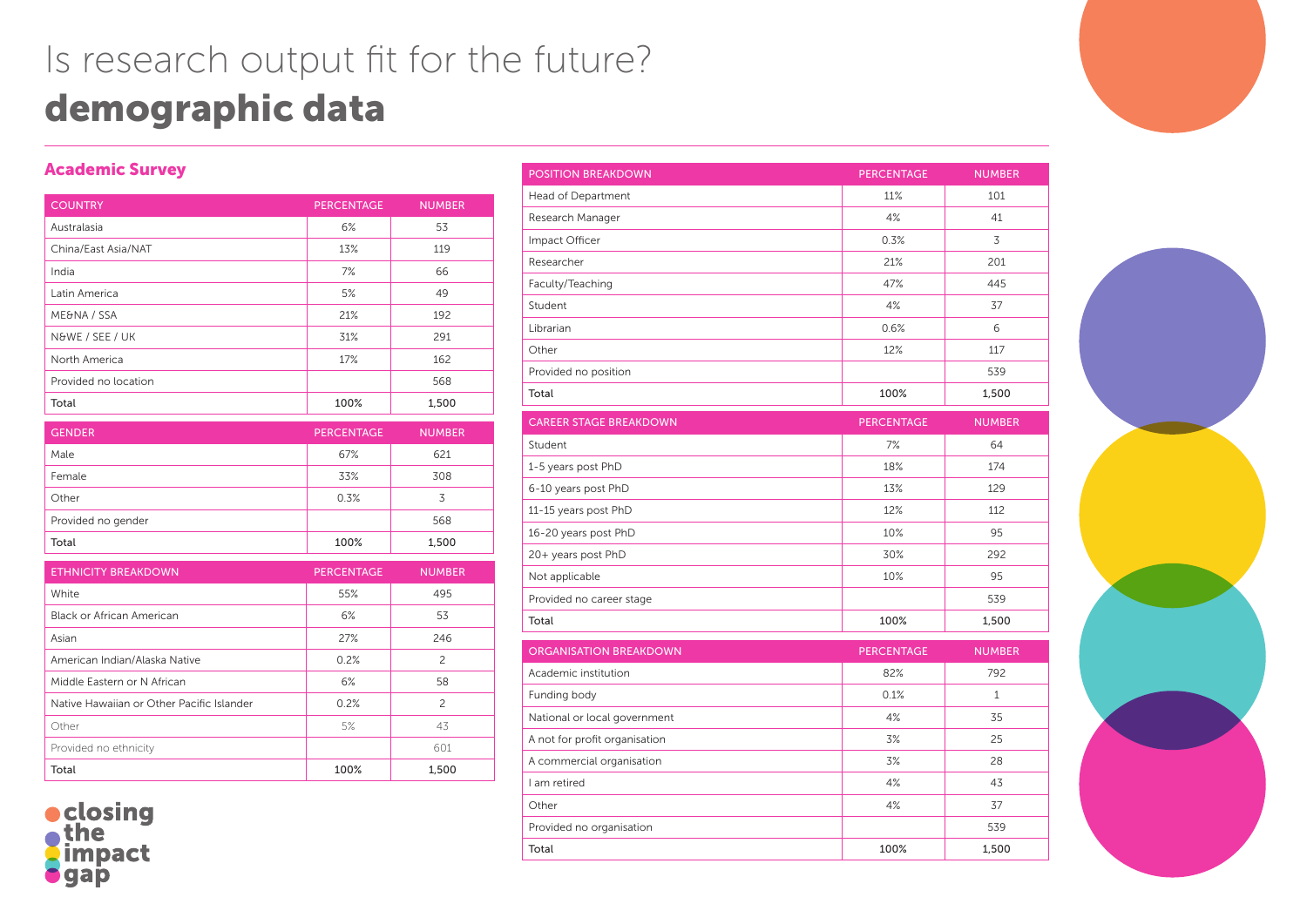# Is research output fit for the future?

# demographic data

## Academic Survey

| COUNTRY | PERCENTAGE | NUMBER |
|---|---|---|
| Australasia | 6% | 53 |
| China/East Asia/NAT | 13% | 119 |
| India | 7% | 66 |
| Latin America | 5% | 49 |
| ME&NA / SSA | 21% | 192 |
| N&WE / SEE / UK | 31% | 291 |
| North America | 17% | 162 |
| Provided no location | | 568 |
| Total | 100% | 1,500 |

| GENDER | PERCENTAGE | NUMBER |
|---|---|---|
| Male | 67% | 621 |
| Female | 33% | 308 |
| Other | 0.3% | 3 |
| Provided no gender | | 568 |
| Total | 100% | 1,500 |

| ETHNICITY BREAKDOWN | PERCENTAGE | NUMBER |
|---|---|---|
| White | 55% | 495 |
| Black or African American | 6% | 53 |
| Asian | 27% | 246 |
| American Indian/Alaska Native | 0.2% | 2 |
| Middle Eastern or N African | 6% | 58 |
| Native Hawaiian or Other Pacific Islander | 0.2% | 2 |
| Other | 5% | 43 |
| Provided no ethnicity | | 601 |
| Total | 100% | 1,500 |

| POSITION BREAKDOWN | PERCENTAGE | NUMBER |
|---|---|---|
| Head of Department | 11% | 101 |
| Research Manager | 4% | 41 |
| Impact Officer | 0.3% | 3 |
| Researcher | 21% | 201 |
| Faculty/Teaching | 47% | 445 |
| Student | 4% | 37 |
| Librarian | 0.6% | 6 |
| Other | 12% | 117 |
| Provided no position | | 539 |
| Total | 100% | 1,500 |

| CAREER STAGE BREAKDOWN | PERCENTAGE | NUMBER |
|---|---|---|
| Student | 7% | 64 |
| 1-5 years post PhD | 18% | 174 |
| 6-10 years post PhD | 13% | 129 |
| 11-15 years post PhD | 12% | 112 |
| 16-20 years post PhD | 10% | 95 |
| 20+ years post PhD | 30% | 292 |
| Not applicable | 10% | 95 |
| Provided no career stage | | 539 |
| Total | 100% | 1,500 |

| ORGANISATION BREAKDOWN | PERCENTAGE | NUMBER |
|---|---|---|
| Academic institution | 82% | 792 |
| Funding body | 0.1% | 1 |
| National or local government | 4% | 35 |
| A not for profit organisation | 3% | 25 |
| A commercial organisation | 3% | 28 |
| I am retired | 4% | 43 |
| Other | 4% | 37 |
| Provided no organisation | | 539 |
| Total | 100% | 1,500 |

closing the impact gap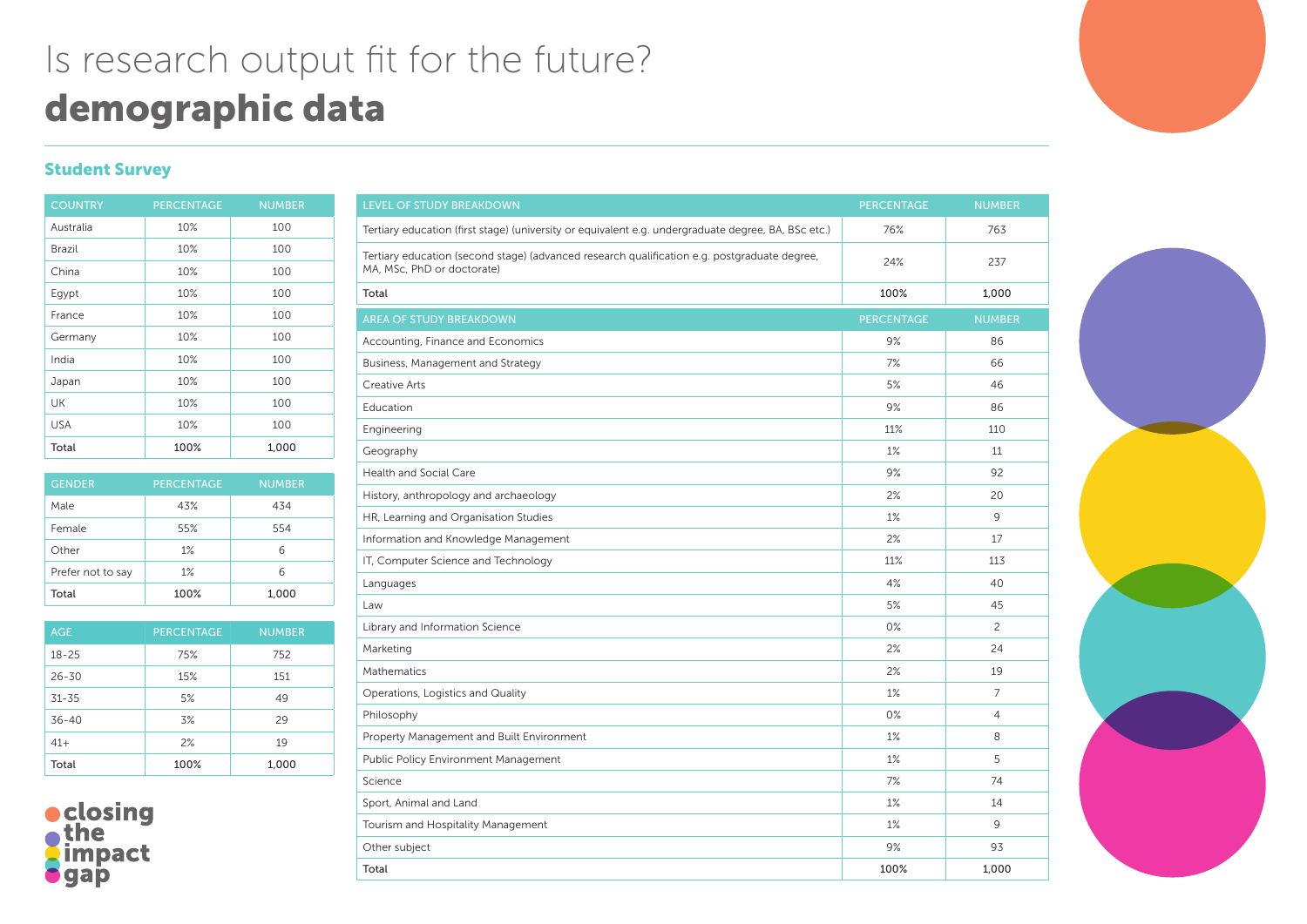# Is research output fit for the future?

# **demographic data**

## Student Survey

| COUNTRY | PERCENTAGE | NUMBER |
|---|---|---|
| Australia | 10% | 100 |
| Brazil | 10% | 100 |
| China | 10% | 100 |
| Egypt | 10% | 100 |
| France | 10% | 100 |
| Germany | 10% | 100 |
| India | 10% | 100 |
| Japan | 10% | 100 |
| UK | 10% | 100 |
| USA | 10% | 100 |
| **Total** | **100%** | **1,000** |

| GENDER | PERCENTAGE | NUMBER |
|---|---|---|
| Male | 43% | 434 |
| Female | 55% | 554 |
| Other | 1% | 6 |
| Prefer not to say | 1% | 6 |
| **Total** | **100%** | **1,000** |

| AGE | PERCENTAGE | NUMBER |
|---|---|---|
| 18-25 | 75% | 752 |
| 26-30 | 15% | 151 |
| 31-35 | 5% | 49 |
| 36-40 | 3% | 29 |
| 41+ | 2% | 19 |
| **Total** | **100%** | **1,000** |

| LEVEL OF STUDY BREAKDOWN | PERCENTAGE | NUMBER |
|---|---|---|
| Tertiary education (first stage) (university or equivalent e.g. undergraduate degree, BA, BSc etc.) | 76% | 763 |
| Tertiary education (second stage) (advanced research qualification e.g. postgraduate degree, MA, MSc, PhD or doctorate) | 24% | 237 |
| **Total** | **100%** | **1,000** |

| AREA OF STUDY BREAKDOWN | PERCENTAGE | NUMBER |
|---|---|---|
| Accounting, Finance and Economics | 9% | 86 |
| Business, Management and Strategy | 7% | 66 |
| Creative Arts | 5% | 46 |
| Education | 9% | 86 |
| Engineering | 11% | 110 |
| Geography | 1% | 11 |
| Health and Social Care | 9% | 92 |
| History, anthropology and archaeology | 2% | 20 |
| HR, Learning and Organisation Studies | 1% | 9 |
| Information and Knowledge Management | 2% | 17 |
| IT, Computer Science and Technology | 11% | 113 |
| Languages | 4% | 40 |
| Law | 5% | 45 |
| Library and Information Science | 0% | 2 |
| Marketing | 2% | 24 |
| Mathematics | 2% | 19 |
| Operations, Logistics and Quality | 1% | 7 |
| Philosophy | 0% | 4 |
| Property Management and Built Environment | 1% | 8 |
| Public Policy Environment Management | 1% | 5 |
| Science | 7% | 74 |
| Sport, Animal and Land | 1% | 14 |
| Tourism and Hospitality Management | 1% | 9 |
| Other subject | 9% | 93 |
| **Total** | **100%** | **1,000** |

**closing the impact gap**